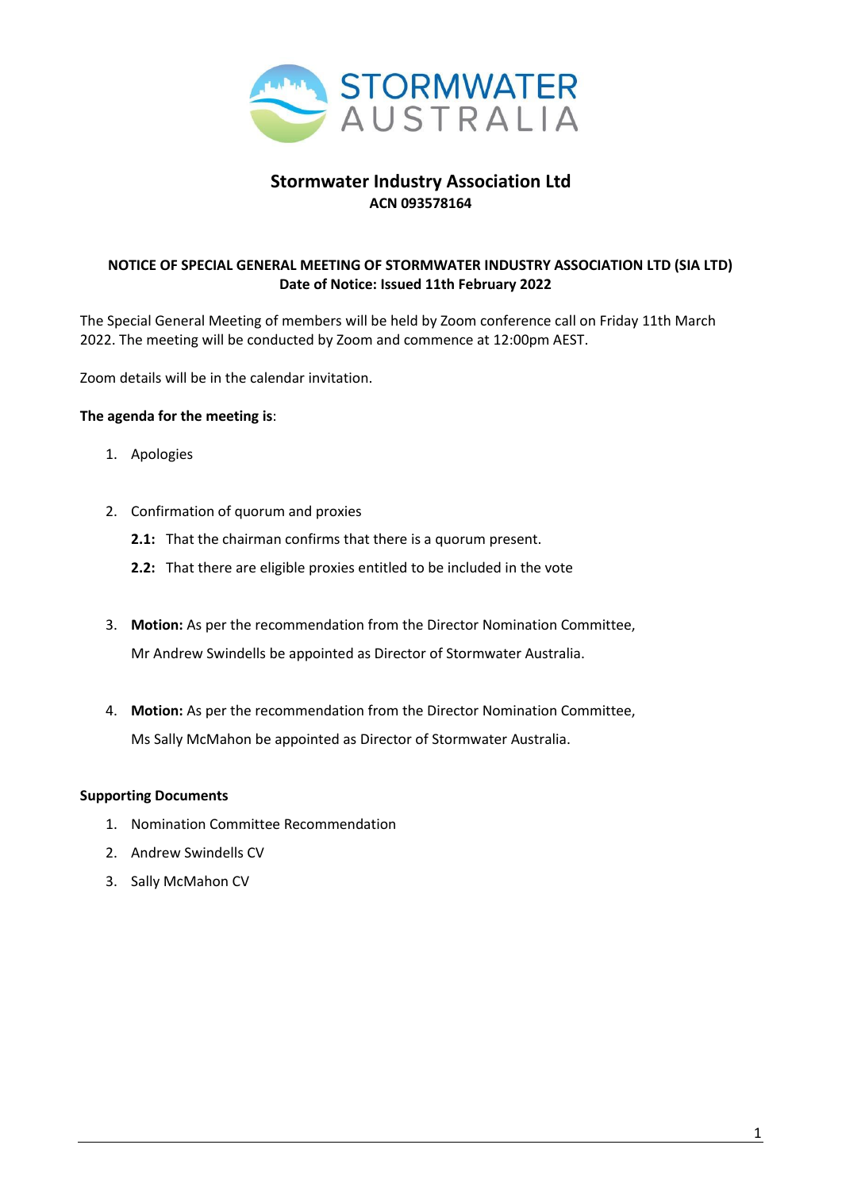# Stormwater Industry Association Ltd

**ACN 093578164**

**NOTICE OF SPECIAL GENERAL MEETING OF STORMWATER INDUSTRY ASSOCIATION LTD (SIA LTD)**
**Date of Notice: Issued 11th February 2022**

The Special General Meeting of members will be held by Zoom conference call on Friday 11th March 2022. The meeting will be conducted by Zoom and commence at 12:00pm AEST.

Zoom details will be in the calendar invitation.

**The agenda for the meeting is**:

1. Apologies

2. Confirmation of quorum and proxies

   **2.1:** That the chairman confirms that there is a quorum present.

   **2.2:** That there are eligible proxies entitled to be included in the vote

3. **Motion:** As per the recommendation from the Director Nomination Committee, Mr Andrew Swindells be appointed as Director of Stormwater Australia.

4. **Motion:** As per the recommendation from the Director Nomination Committee, Ms Sally McMahon be appointed as Director of Stormwater Australia.

**Supporting Documents**

1. Nomination Committee Recommendation
2. Andrew Swindells CV
3. Sally McMahon CV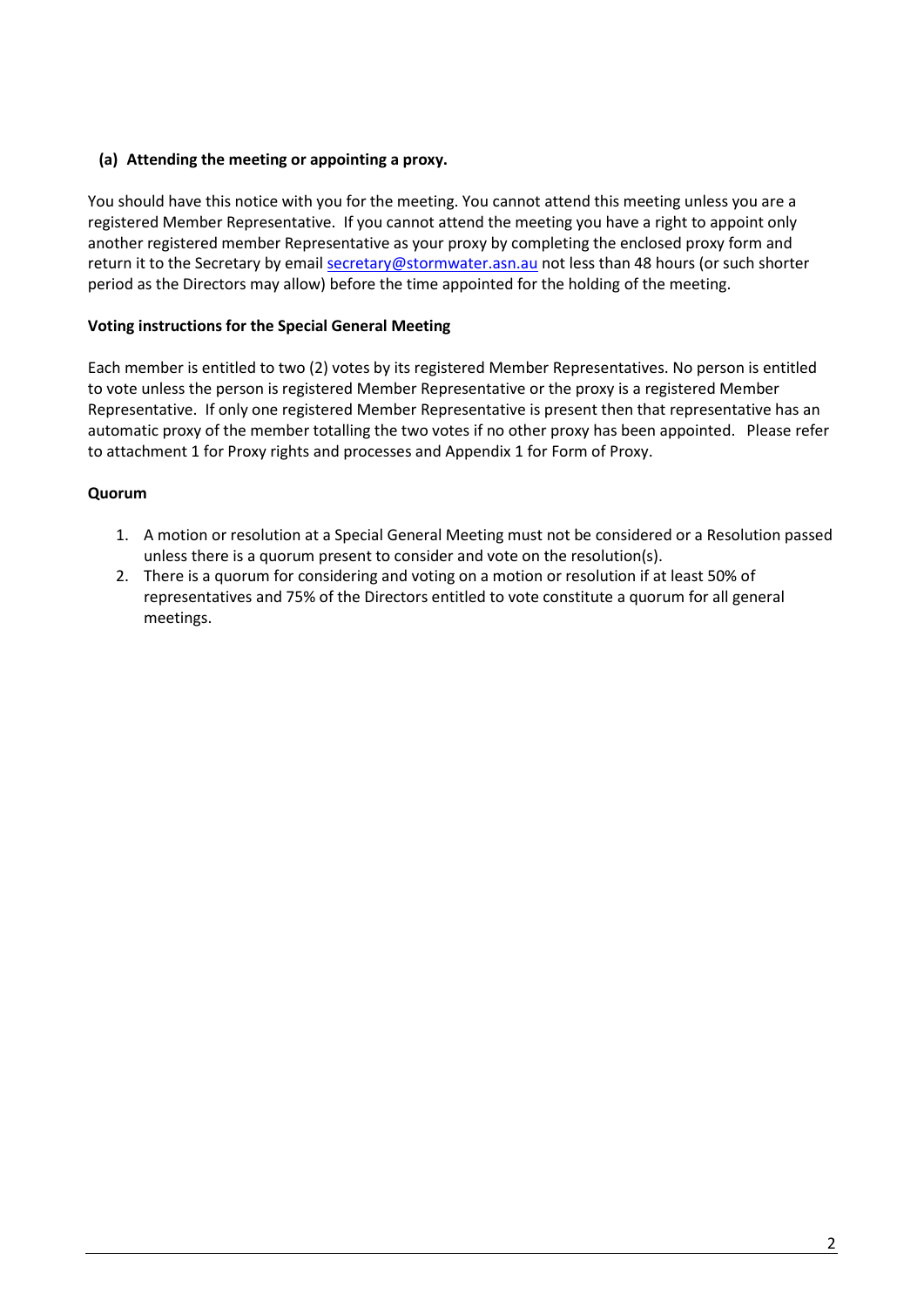### (a) Attending the meeting or appointing a proxy.

You should have this notice with you for the meeting. You cannot attend this meeting unless you are a registered Member Representative. If you cannot attend the meeting you have a right to appoint only another registered member Representative as your proxy by completing the enclosed proxy form and return it to the Secretary by email secretary@stormwater.asn.au not less than 48 hours (or such shorter period as the Directors may allow) before the time appointed for the holding of the meeting.

**Voting instructions for the Special General Meeting**

Each member is entitled to two (2) votes by its registered Member Representatives. No person is entitled to vote unless the person is registered Member Representative or the proxy is a registered Member Representative. If only one registered Member Representative is present then that representative has an automatic proxy of the member totalling the two votes if no other proxy has been appointed. Please refer to attachment 1 for Proxy rights and processes and Appendix 1 for Form of Proxy.

**Quorum**

1. A motion or resolution at a Special General Meeting must not be considered or a Resolution passed unless there is a quorum present to consider and vote on the resolution(s).
2. There is a quorum for considering and voting on a motion or resolution if at least 50% of representatives and 75% of the Directors entitled to vote constitute a quorum for all general meetings.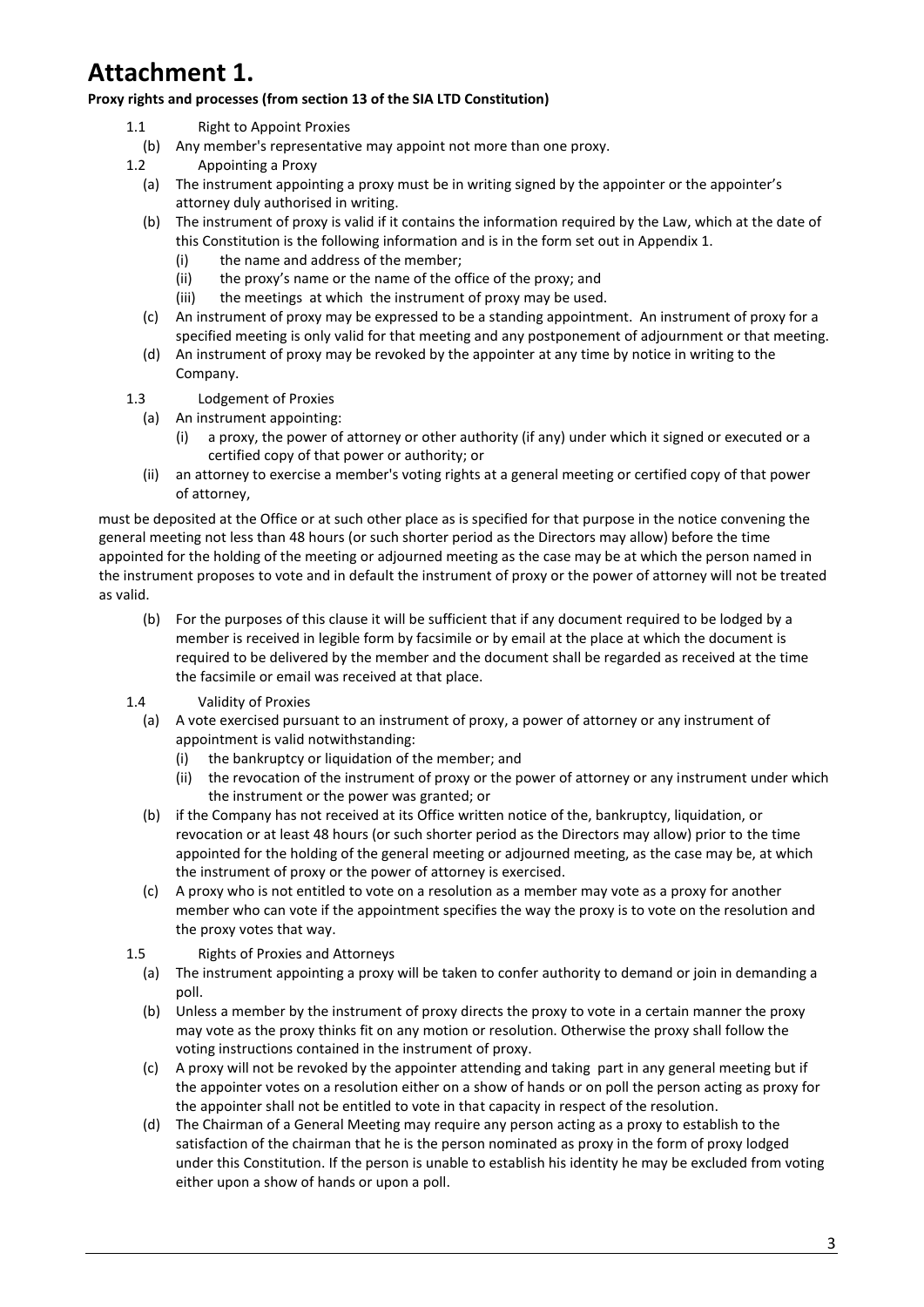# Attachment 1.

**Proxy rights and processes (from section 13 of the SIA LTD Constitution)**

1.1 Right to Appoint Proxies

(b) Any member's representative may appoint not more than one proxy.

1.2 Appointing a Proxy

(a) The instrument appointing a proxy must be in writing signed by the appointer or the appointer's attorney duly authorised in writing.

(b) The instrument of proxy is valid if it contains the information required by the Law, which at the date of this Constitution is the following information and is in the form set out in Appendix 1.

- (i) the name and address of the member;
- (ii) the proxy's name or the name of the office of the proxy; and
- (iii) the meetings at which the instrument of proxy may be used.

(c) An instrument of proxy may be expressed to be a standing appointment. An instrument of proxy for a specified meeting is only valid for that meeting and any postponement of adjournment or that meeting.

(d) An instrument of proxy may be revoked by the appointer at any time by notice in writing to the Company.

1.3 Lodgement of Proxies

(a) An instrument appointing:

- (i) a proxy, the power of attorney or other authority (if any) under which it signed or executed or a certified copy of that power or authority; or
- (ii) an attorney to exercise a member's voting rights at a general meeting or certified copy of that power of attorney,

must be deposited at the Office or at such other place as is specified for that purpose in the notice convening the general meeting not less than 48 hours (or such shorter period as the Directors may allow) before the time appointed for the holding of the meeting or adjourned meeting as the case may be at which the person named in the instrument proposes to vote and in default the instrument of proxy or the power of attorney will not be treated as valid.

(b) For the purposes of this clause it will be sufficient that if any document required to be lodged by a member is received in legible form by facsimile or by email at the place at which the document is required to be delivered by the member and the document shall be regarded as received at the time the facsimile or email was received at that place.

1.4 Validity of Proxies

(a) A vote exercised pursuant to an instrument of proxy, a power of attorney or any instrument of appointment is valid notwithstanding:

- (i) the bankruptcy or liquidation of the member; and
- (ii) the revocation of the instrument of proxy or the power of attorney or any instrument under which the instrument or the power was granted; or

(b) if the Company has not received at its Office written notice of the, bankruptcy, liquidation, or revocation or at least 48 hours (or such shorter period as the Directors may allow) prior to the time appointed for the holding of the general meeting or adjourned meeting, as the case may be, at which the instrument of proxy or the power of attorney is exercised.

(c) A proxy who is not entitled to vote on a resolution as a member may vote as a proxy for another member who can vote if the appointment specifies the way the proxy is to vote on the resolution and the proxy votes that way.

1.5 Rights of Proxies and Attorneys

(a) The instrument appointing a proxy will be taken to confer authority to demand or join in demanding a poll.

(b) Unless a member by the instrument of proxy directs the proxy to vote in a certain manner the proxy may vote as the proxy thinks fit on any motion or resolution. Otherwise the proxy shall follow the voting instructions contained in the instrument of proxy.

(c) A proxy will not be revoked by the appointer attending and taking part in any general meeting but if the appointer votes on a resolution either on a show of hands or on poll the person acting as proxy for the appointer shall not be entitled to vote in that capacity in respect of the resolution.

(d) The Chairman of a General Meeting may require any person acting as a proxy to establish to the satisfaction of the chairman that he is the person nominated as proxy in the form of proxy lodged under this Constitution. If the person is unable to establish his identity he may be excluded from voting either upon a show of hands or upon a poll.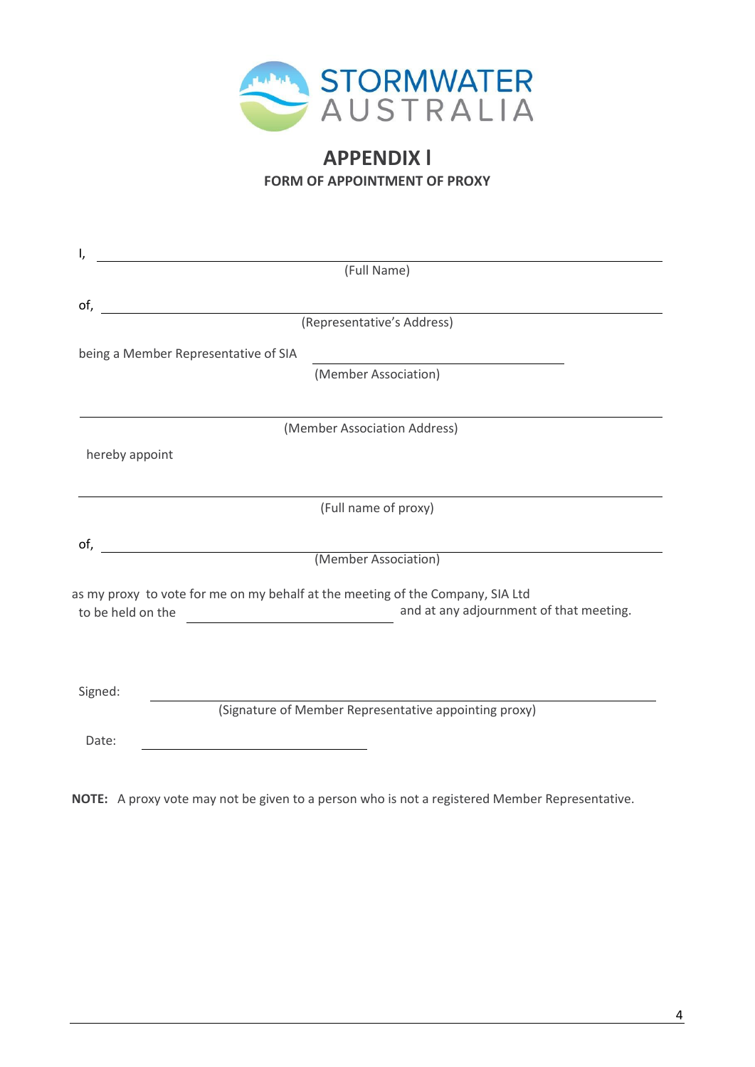STORMWATER AUSTRALIA

## APPENDIX I

**FORM OF APPOINTMENT OF PROXY**

I, \_\_\_\_\_\_\_\_\_\_\_\_\_\_\_\_\_\_\_\_\_\_\_\_\_\_\_\_\_\_\_\_\_\_\_\_\_\_\_\_\_\_\_\_\_\_\_\_\_\_\_\_\_\_\_\_\_\_\_\_

(Full Name)

of, \_\_\_\_\_\_\_\_\_\_\_\_\_\_\_\_\_\_\_\_\_\_\_\_\_\_\_\_\_\_\_\_\_\_\_\_\_\_\_\_\_\_\_\_\_\_\_\_\_\_\_\_\_\_\_\_\_\_\_\_

(Representative's Address)

being a Member Representative of SIA \_\_\_\_\_\_\_\_\_\_\_\_\_\_\_\_\_\_\_\_\_\_\_\_\_\_\_\_

(Member Association)

\_\_\_\_\_\_\_\_\_\_\_\_\_\_\_\_\_\_\_\_\_\_\_\_\_\_\_\_\_\_\_\_\_\_\_\_\_\_\_\_\_\_\_\_\_\_\_\_\_\_\_\_\_\_\_\_\_\_\_\_

(Member Association Address)

hereby appoint

\_\_\_\_\_\_\_\_\_\_\_\_\_\_\_\_\_\_\_\_\_\_\_\_\_\_\_\_\_\_\_\_\_\_\_\_\_\_\_\_\_\_\_\_\_\_\_\_\_\_\_\_\_\_\_\_\_\_\_\_

(Full name of proxy)

of, \_\_\_\_\_\_\_\_\_\_\_\_\_\_\_\_\_\_\_\_\_\_\_\_\_\_\_\_\_\_\_\_\_\_\_\_\_\_\_\_\_\_\_\_\_\_\_\_\_\_\_\_\_\_\_\_\_\_\_\_

(Member Association)

as my proxy to vote for me on my behalf at the meeting of the Company, SIA Ltd to be held on the \_\_\_\_\_\_\_\_\_\_\_\_\_\_\_\_\_\_\_\_\_\_\_\_ and at any adjournment of that meeting.

Signed: \_\_\_\_\_\_\_\_\_\_\_\_\_\_\_\_\_\_\_\_\_\_\_\_\_\_\_\_\_\_\_\_\_\_\_\_\_\_\_\_\_\_\_\_\_\_\_\_\_\_\_\_\_\_\_\_

(Signature of Member Representative appointing proxy)

Date: \_\_\_\_\_\_\_\_\_\_\_\_\_\_\_\_\_\_\_\_\_\_\_\_\_\_

**NOTE:** A proxy vote may not be given to a person who is not a registered Member Representative.